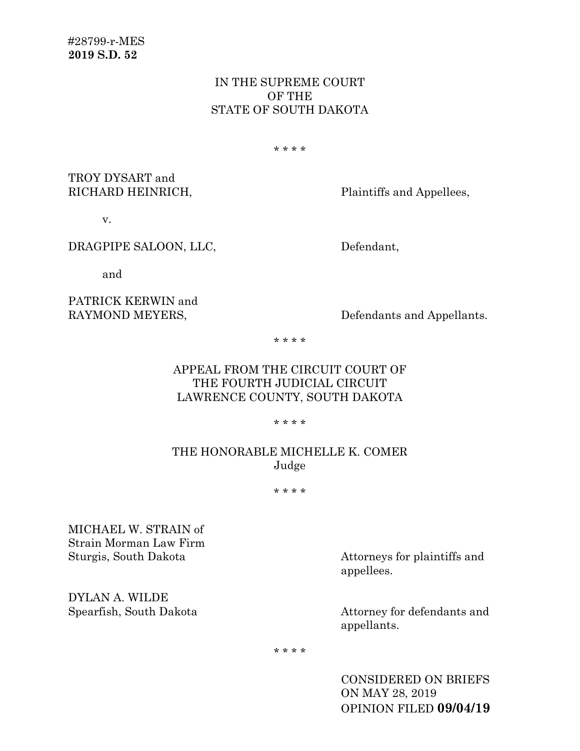#28799-r-MES
**2019 S.D. 52**

IN THE SUPREME COURT
OF THE
STATE OF SOUTH DAKOTA

\* \* \* \*

TROY DYSART and
RICHARD HEINRICH, Plaintiffs and Appellees,

v.

DRAGPIPE SALOON, LLC, Defendant,

and

PATRICK KERWIN and
RAYMOND MEYERS, Defendants and Appellants.

\* \* \* \*

APPEAL FROM THE CIRCUIT COURT OF
THE FOURTH JUDICIAL CIRCUIT
LAWRENCE COUNTY, SOUTH DAKOTA

\* \* \* \*

THE HONORABLE MICHELLE K. COMER
Judge

\* \* \* \*

MICHAEL W. STRAIN of
Strain Morman Law Firm
Sturgis, South Dakota Attorneys for plaintiffs and appellees.

DYLAN A. WILDE
Spearfish, South Dakota Attorney for defendants and appellants.

\* \* \* \*

CONSIDERED ON BRIEFS
ON MAY 28, 2019
OPINION FILED **09/04/19**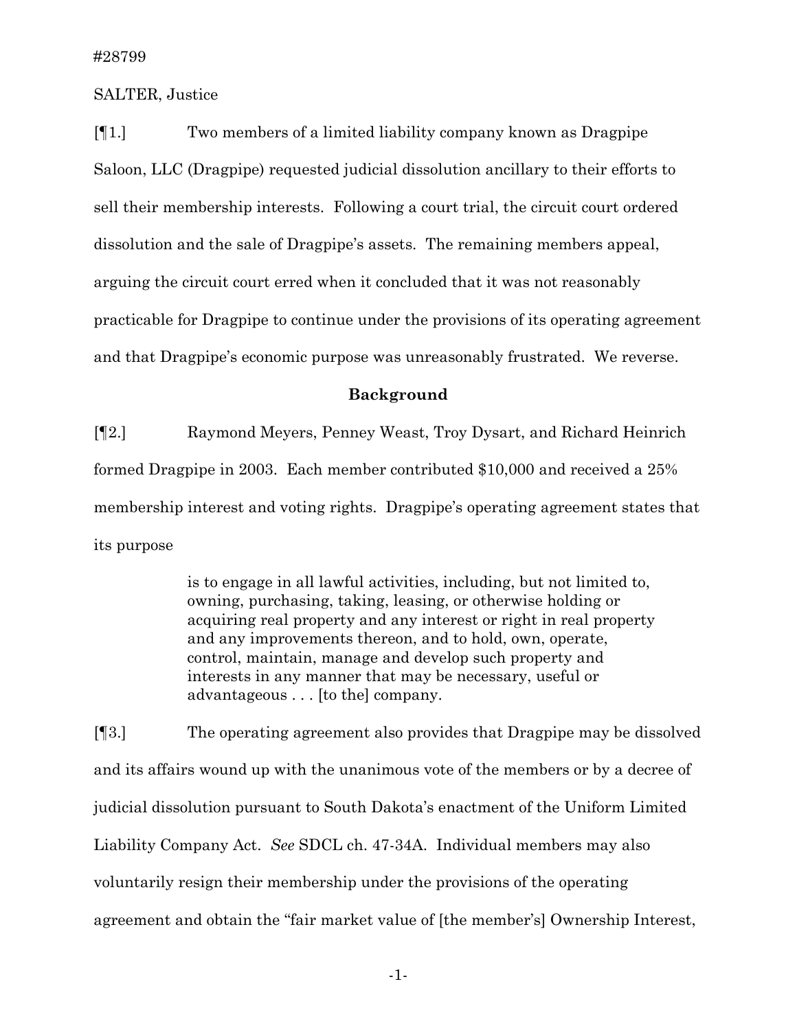#28799

SALTER, Justice

[¶1.] Two members of a limited liability company known as Dragpipe Saloon, LLC (Dragpipe) requested judicial dissolution ancillary to their efforts to sell their membership interests. Following a court trial, the circuit court ordered dissolution and the sale of Dragpipe's assets. The remaining members appeal, arguing the circuit court erred when it concluded that it was not reasonably practicable for Dragpipe to continue under the provisions of its operating agreement and that Dragpipe's economic purpose was unreasonably frustrated. We reverse.

## Background

[¶2.] Raymond Meyers, Penney Weast, Troy Dysart, and Richard Heinrich formed Dragpipe in 2003. Each member contributed $10,000 and received a 25% membership interest and voting rights. Dragpipe's operating agreement states that its purpose

> is to engage in all lawful activities, including, but not limited to, owning, purchasing, taking, leasing, or otherwise holding or acquiring real property and any interest or right in real property and any improvements thereon, and to hold, own, operate, control, maintain, manage and develop such property and interests in any manner that may be necessary, useful or advantageous . . . [to the] company.

[¶3.] The operating agreement also provides that Dragpipe may be dissolved and its affairs wound up with the unanimous vote of the members or by a decree of judicial dissolution pursuant to South Dakota's enactment of the Uniform Limited Liability Company Act. *See* SDCL ch. 47-34A. Individual members may also voluntarily resign their membership under the provisions of the operating agreement and obtain the "fair market value of [the member's] Ownership Interest,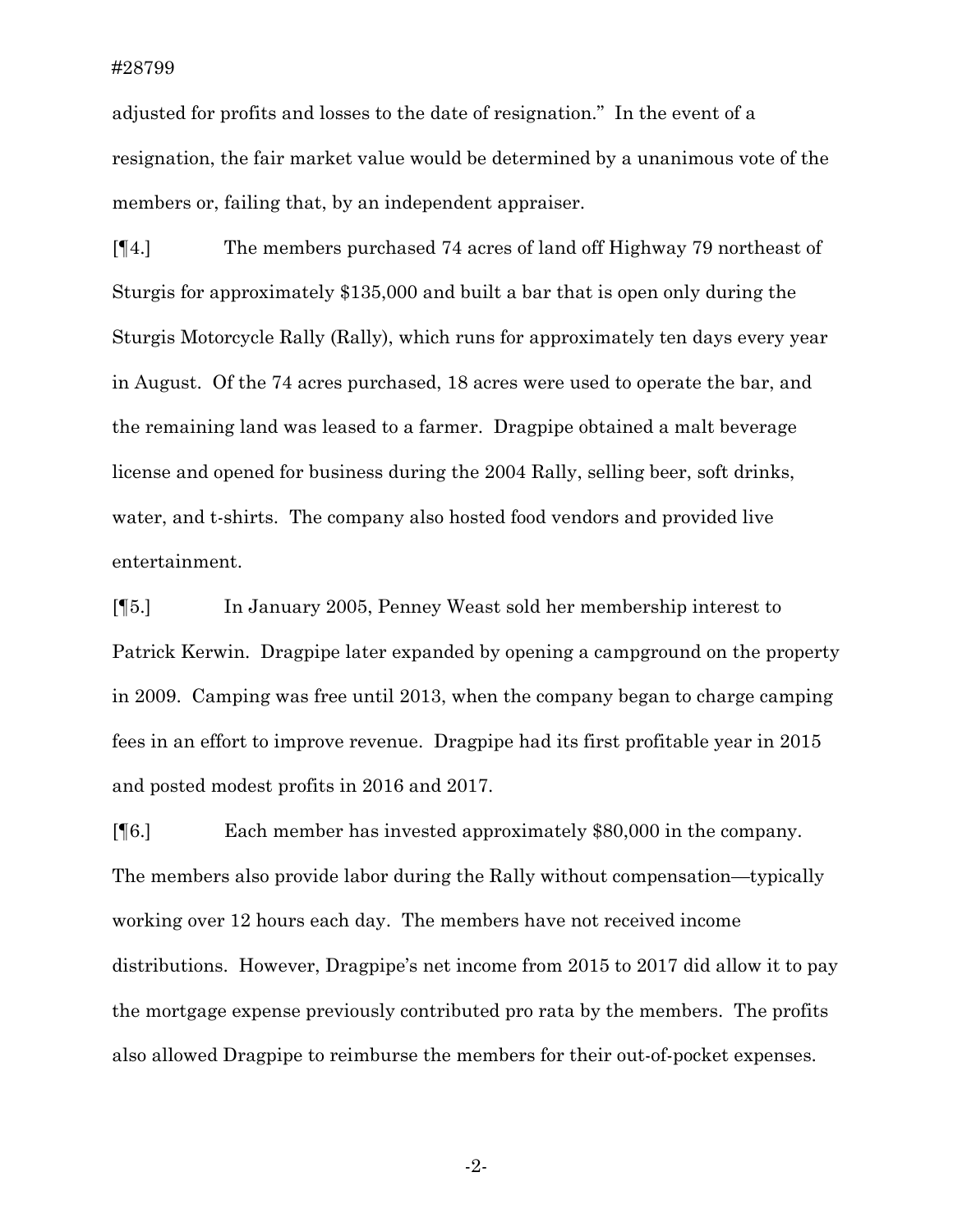adjusted for profits and losses to the date of resignation." In the event of a resignation, the fair market value would be determined by a unanimous vote of the members or, failing that, by an independent appraiser.

[¶4.] The members purchased 74 acres of land off Highway 79 northeast of Sturgis for approximately $135,000 and built a bar that is open only during the Sturgis Motorcycle Rally (Rally), which runs for approximately ten days every year in August. Of the 74 acres purchased, 18 acres were used to operate the bar, and the remaining land was leased to a farmer. Dragpipe obtained a malt beverage license and opened for business during the 2004 Rally, selling beer, soft drinks, water, and t-shirts. The company also hosted food vendors and provided live entertainment.

[¶5.] In January 2005, Penney Weast sold her membership interest to Patrick Kerwin. Dragpipe later expanded by opening a campground on the property in 2009. Camping was free until 2013, when the company began to charge camping fees in an effort to improve revenue. Dragpipe had its first profitable year in 2015 and posted modest profits in 2016 and 2017.

[¶6.] Each member has invested approximately $80,000 in the company. The members also provide labor during the Rally without compensation—typically working over 12 hours each day. The members have not received income distributions. However, Dragpipe's net income from 2015 to 2017 did allow it to pay the mortgage expense previously contributed pro rata by the members. The profits also allowed Dragpipe to reimburse the members for their out-of-pocket expenses.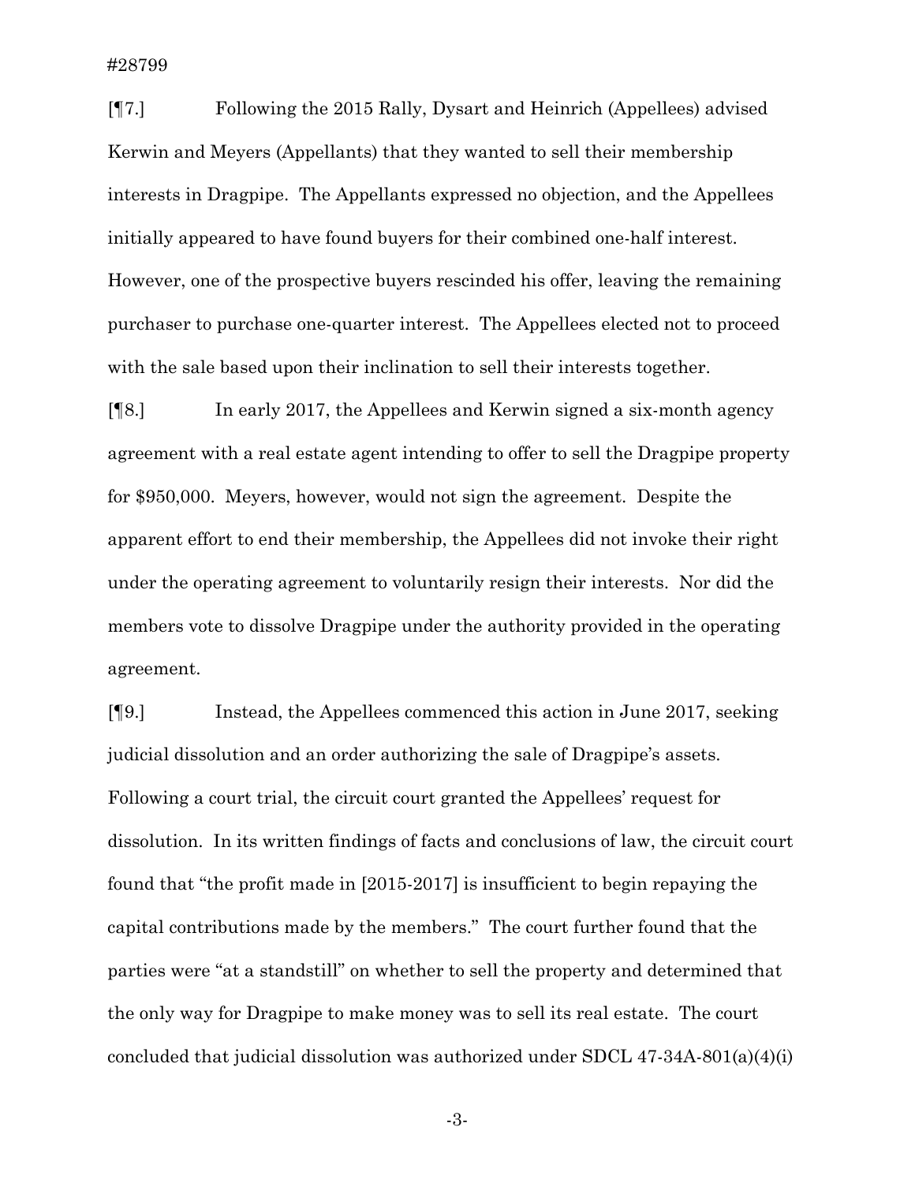[¶7.] Following the 2015 Rally, Dysart and Heinrich (Appellees) advised Kerwin and Meyers (Appellants) that they wanted to sell their membership interests in Dragpipe. The Appellants expressed no objection, and the Appellees initially appeared to have found buyers for their combined one-half interest. However, one of the prospective buyers rescinded his offer, leaving the remaining purchaser to purchase one-quarter interest. The Appellees elected not to proceed with the sale based upon their inclination to sell their interests together.

[¶8.] In early 2017, the Appellees and Kerwin signed a six-month agency agreement with a real estate agent intending to offer to sell the Dragpipe property for $950,000. Meyers, however, would not sign the agreement. Despite the apparent effort to end their membership, the Appellees did not invoke their right under the operating agreement to voluntarily resign their interests. Nor did the members vote to dissolve Dragpipe under the authority provided in the operating agreement.

[¶9.] Instead, the Appellees commenced this action in June 2017, seeking judicial dissolution and an order authorizing the sale of Dragpipe's assets. Following a court trial, the circuit court granted the Appellees' request for dissolution. In its written findings of facts and conclusions of law, the circuit court found that "the profit made in [2015-2017] is insufficient to begin repaying the capital contributions made by the members." The court further found that the parties were "at a standstill" on whether to sell the property and determined that the only way for Dragpipe to make money was to sell its real estate. The court concluded that judicial dissolution was authorized under SDCL 47-34A-801(a)(4)(i)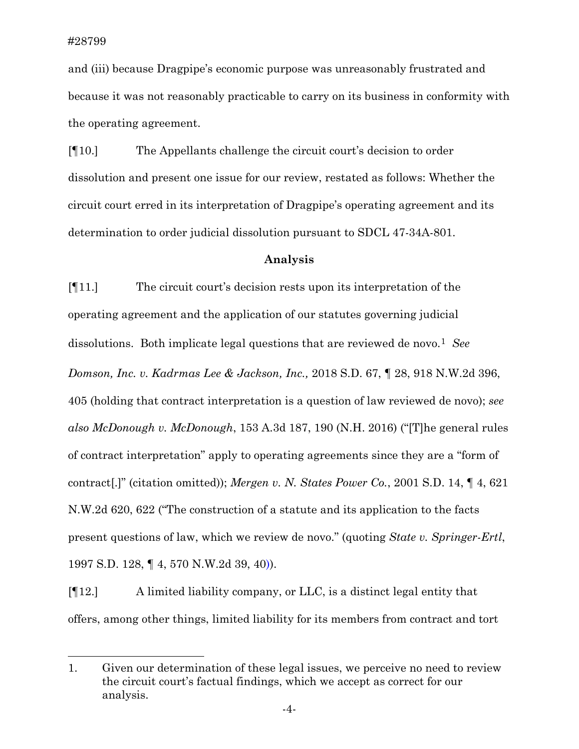and (iii) because Dragpipe's economic purpose was unreasonably frustrated and because it was not reasonably practicable to carry on its business in conformity with the operating agreement.

[¶10.] The Appellants challenge the circuit court's decision to order dissolution and present one issue for our review, restated as follows: Whether the circuit court erred in its interpretation of Dragpipe's operating agreement and its determination to order judicial dissolution pursuant to SDCL 47-34A-801.

**Analysis**

[¶11.] The circuit court's decision rests upon its interpretation of the operating agreement and the application of our statutes governing judicial dissolutions. Both implicate legal questions that are reviewed de novo.[1] *See Domson, Inc. v. Kadrmas Lee & Jackson, Inc.,* 2018 S.D. 67, ¶ 28, 918 N.W.2d 396, 405 (holding that contract interpretation is a question of law reviewed de novo); *see also McDonough v. McDonough*, 153 A.3d 187, 190 (N.H. 2016) ("[T]he general rules of contract interpretation" apply to operating agreements since they are a "form of contract[.]" (citation omitted)); *Mergen v. N. States Power Co.*, 2001 S.D. 14, ¶ 4, 621 N.W.2d 620, 622 ("The construction of a statute and its application to the facts present questions of law, which we review de novo." (quoting *State v. Springer-Ertl*, 1997 S.D. 128, ¶ 4, 570 N.W.2d 39, 40)).

[¶12.] A limited liability company, or LLC, is a distinct legal entity that offers, among other things, limited liability for its members from contract and tort

---

1. Given our determination of these legal issues, we perceive no need to review the circuit court's factual findings, which we accept as correct for our analysis.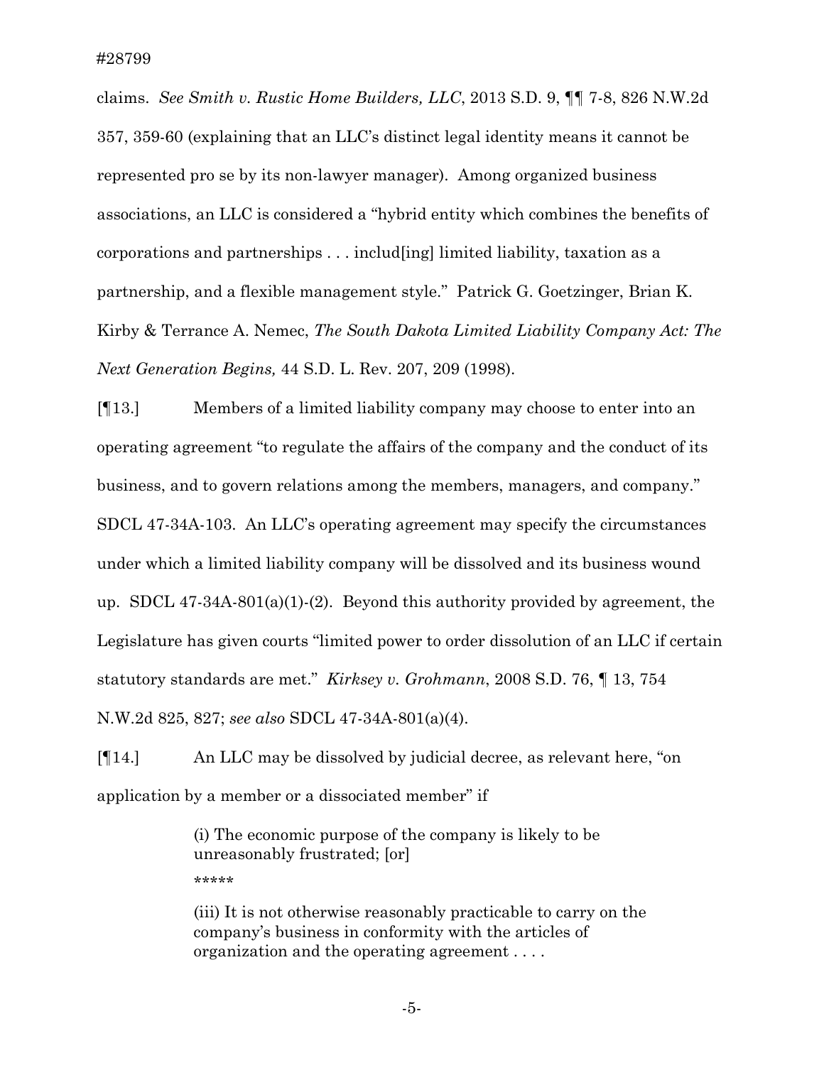claims. *See Smith v. Rustic Home Builders, LLC*, 2013 S.D. 9, ¶¶ 7-8, 826 N.W.2d 357, 359-60 (explaining that an LLC's distinct legal identity means it cannot be represented pro se by its non-lawyer manager). Among organized business associations, an LLC is considered a "hybrid entity which combines the benefits of corporations and partnerships . . . includ[ing] limited liability, taxation as a partnership, and a flexible management style." Patrick G. Goetzinger, Brian K. Kirby & Terrance A. Nemec, *The South Dakota Limited Liability Company Act: The Next Generation Begins,* 44 S.D. L. Rev. 207, 209 (1998).

[¶13.] Members of a limited liability company may choose to enter into an operating agreement "to regulate the affairs of the company and the conduct of its business, and to govern relations among the members, managers, and company." SDCL 47-34A-103. An LLC's operating agreement may specify the circumstances under which a limited liability company will be dissolved and its business wound up. SDCL 47-34A-801(a)(1)-(2). Beyond this authority provided by agreement, the Legislature has given courts "limited power to order dissolution of an LLC if certain statutory standards are met." *Kirksey v. Grohmann*, 2008 S.D. 76, ¶ 13, 754 N.W.2d 825, 827; *see also* SDCL 47-34A-801(a)(4).

[¶14.] An LLC may be dissolved by judicial decree, as relevant here, "on application by a member or a dissociated member" if

> (i) The economic purpose of the company is likely to be unreasonably frustrated; [or]
>
> *****
>
> (iii) It is not otherwise reasonably practicable to carry on the company's business in conformity with the articles of organization and the operating agreement . . . .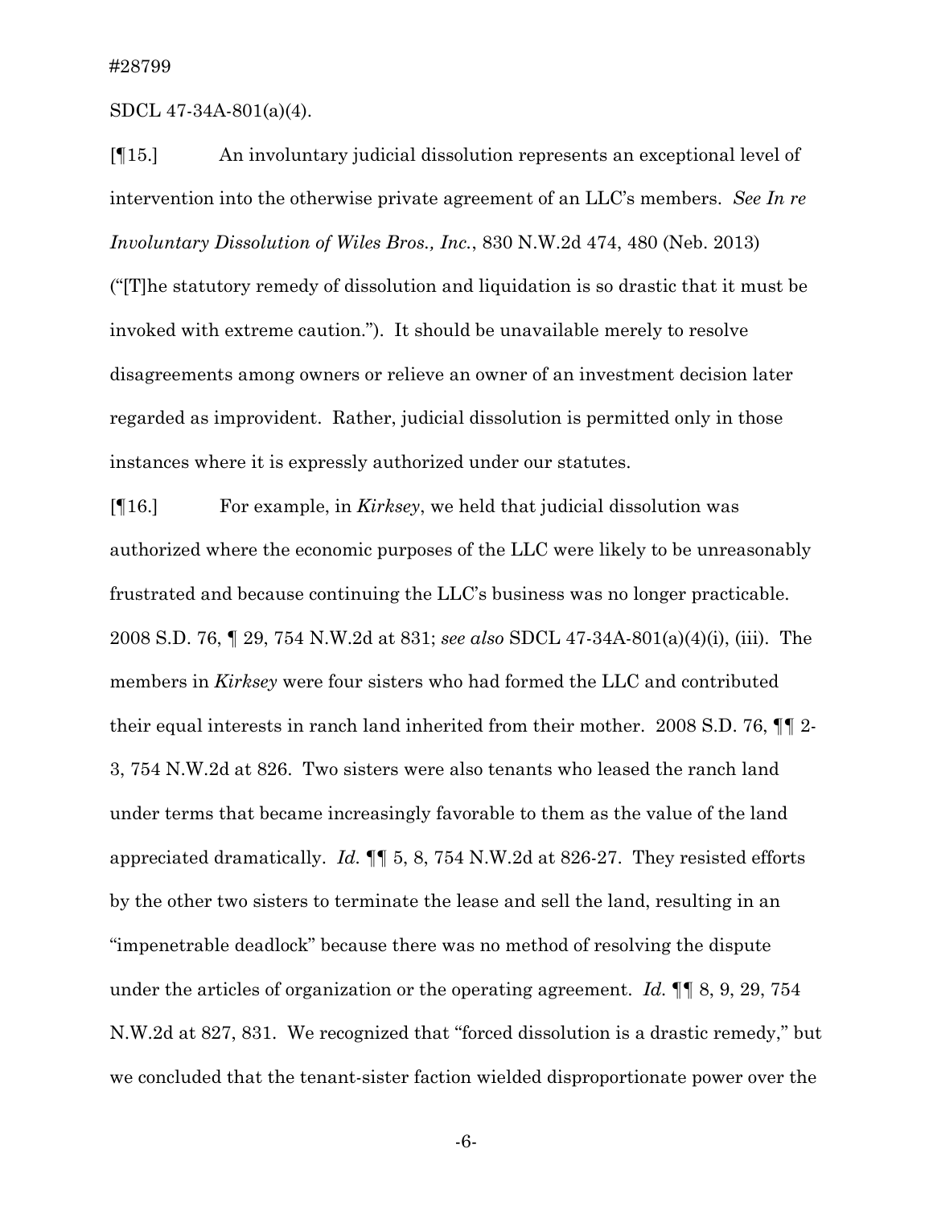SDCL 47-34A-801(a)(4).

[¶15.] An involuntary judicial dissolution represents an exceptional level of intervention into the otherwise private agreement of an LLC's members. *See In re Involuntary Dissolution of Wiles Bros., Inc.*, 830 N.W.2d 474, 480 (Neb. 2013) ("[T]he statutory remedy of dissolution and liquidation is so drastic that it must be invoked with extreme caution."). It should be unavailable merely to resolve disagreements among owners or relieve an owner of an investment decision later regarded as improvident. Rather, judicial dissolution is permitted only in those instances where it is expressly authorized under our statutes.

[¶16.] For example, in *Kirksey*, we held that judicial dissolution was authorized where the economic purposes of the LLC were likely to be unreasonably frustrated and because continuing the LLC's business was no longer practicable. 2008 S.D. 76, ¶ 29, 754 N.W.2d at 831; *see also* SDCL 47-34A-801(a)(4)(i), (iii). The members in *Kirksey* were four sisters who had formed the LLC and contributed their equal interests in ranch land inherited from their mother. 2008 S.D. 76, ¶¶ 2-3, 754 N.W.2d at 826. Two sisters were also tenants who leased the ranch land under terms that became increasingly favorable to them as the value of the land appreciated dramatically. *Id.* ¶¶ 5, 8, 754 N.W.2d at 826-27. They resisted efforts by the other two sisters to terminate the lease and sell the land, resulting in an "impenetrable deadlock" because there was no method of resolving the dispute under the articles of organization or the operating agreement. *Id.* ¶¶ 8, 9, 29, 754 N.W.2d at 827, 831. We recognized that "forced dissolution is a drastic remedy," but we concluded that the tenant-sister faction wielded disproportionate power over the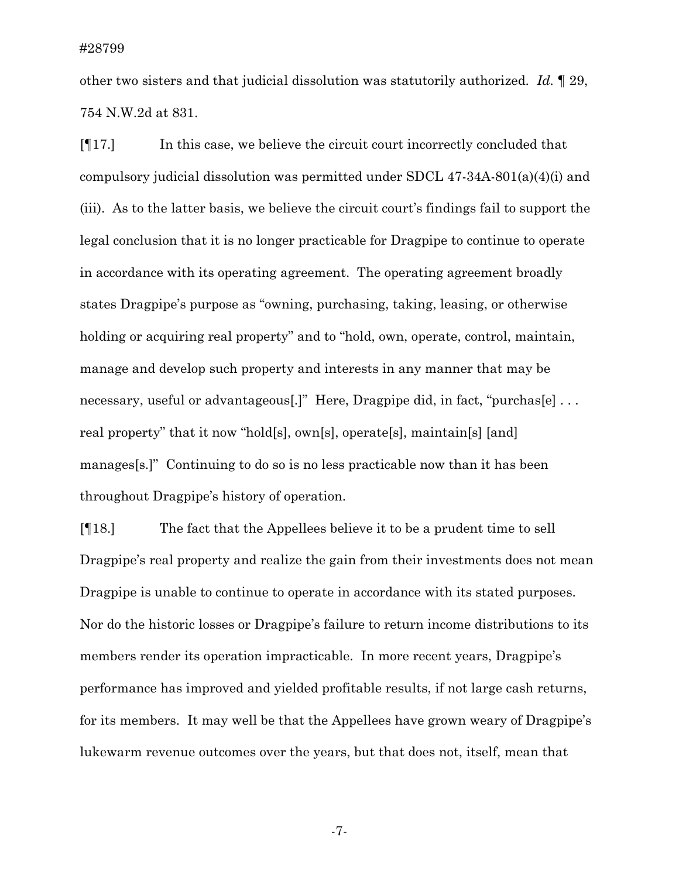other two sisters and that judicial dissolution was statutorily authorized. *Id.* ¶ 29, 754 N.W.2d at 831.

[¶17.] In this case, we believe the circuit court incorrectly concluded that compulsory judicial dissolution was permitted under SDCL 47-34A-801(a)(4)(i) and (iii). As to the latter basis, we believe the circuit court's findings fail to support the legal conclusion that it is no longer practicable for Dragpipe to continue to operate in accordance with its operating agreement. The operating agreement broadly states Dragpipe's purpose as "owning, purchasing, taking, leasing, or otherwise holding or acquiring real property" and to "hold, own, operate, control, maintain, manage and develop such property and interests in any manner that may be necessary, useful or advantageous[.]" Here, Dragpipe did, in fact, "purchas[e] . . . real property" that it now "hold[s], own[s], operate[s], maintain[s] [and] manages[s.]" Continuing to do so is no less practicable now than it has been throughout Dragpipe's history of operation.

[¶18.] The fact that the Appellees believe it to be a prudent time to sell Dragpipe's real property and realize the gain from their investments does not mean Dragpipe is unable to continue to operate in accordance with its stated purposes. Nor do the historic losses or Dragpipe's failure to return income distributions to its members render its operation impracticable. In more recent years, Dragpipe's performance has improved and yielded profitable results, if not large cash returns, for its members. It may well be that the Appellees have grown weary of Dragpipe's lukewarm revenue outcomes over the years, but that does not, itself, mean that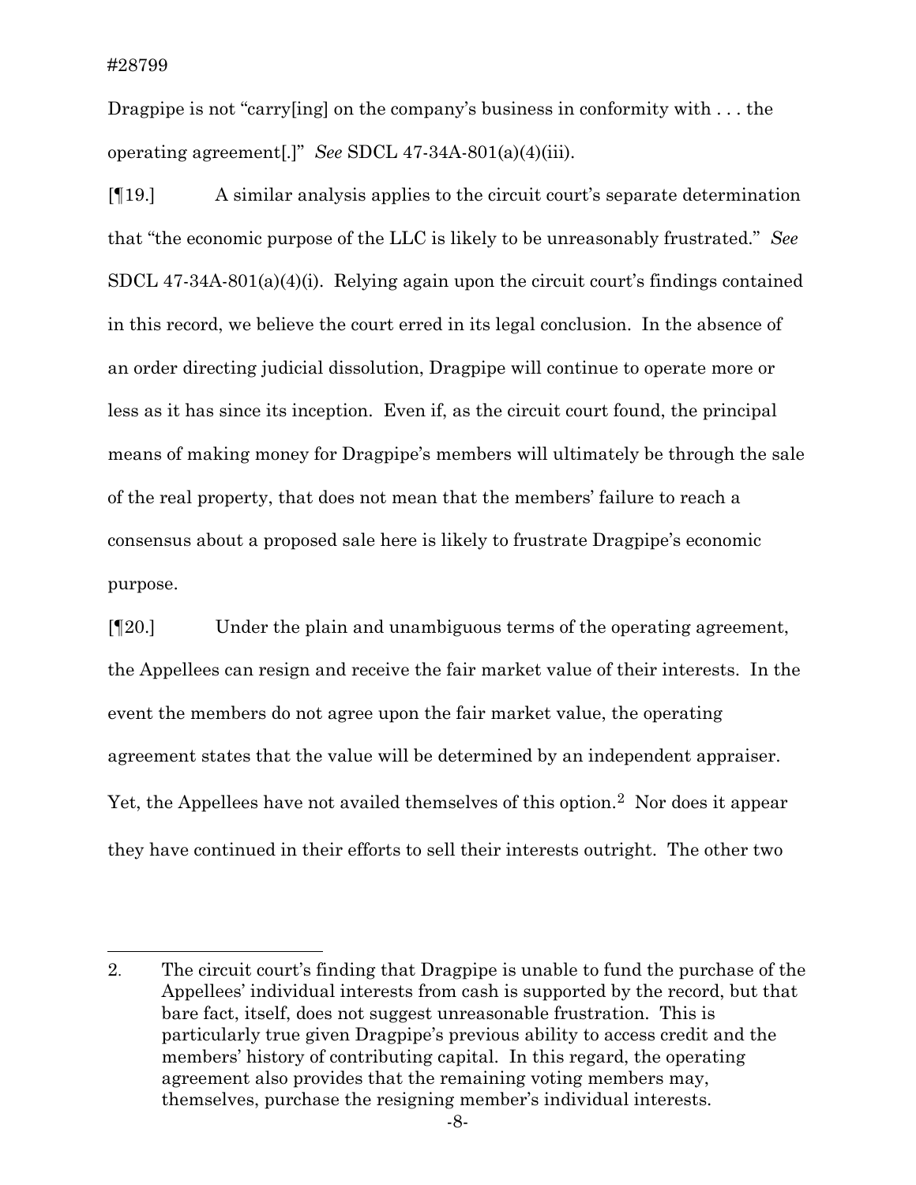Dragpipe is not "carry[ing] on the company's business in conformity with . . . the operating agreement[.]" *See* SDCL 47-34A-801(a)(4)(iii).

[¶19.] A similar analysis applies to the circuit court's separate determination that "the economic purpose of the LLC is likely to be unreasonably frustrated." *See* SDCL 47-34A-801(a)(4)(i). Relying again upon the circuit court's findings contained in this record, we believe the court erred in its legal conclusion. In the absence of an order directing judicial dissolution, Dragpipe will continue to operate more or less as it has since its inception. Even if, as the circuit court found, the principal means of making money for Dragpipe's members will ultimately be through the sale of the real property, that does not mean that the members' failure to reach a consensus about a proposed sale here is likely to frustrate Dragpipe's economic purpose.

[¶20.] Under the plain and unambiguous terms of the operating agreement, the Appellees can resign and receive the fair market value of their interests. In the event the members do not agree upon the fair market value, the operating agreement states that the value will be determined by an independent appraiser. Yet, the Appellees have not availed themselves of this option.[2] Nor does it appear they have continued in their efforts to sell their interests outright. The other two

---

2. The circuit court's finding that Dragpipe is unable to fund the purchase of the Appellees' individual interests from cash is supported by the record, but that bare fact, itself, does not suggest unreasonable frustration. This is particularly true given Dragpipe's previous ability to access credit and the members' history of contributing capital. In this regard, the operating agreement also provides that the remaining voting members may, themselves, purchase the resigning member's individual interests.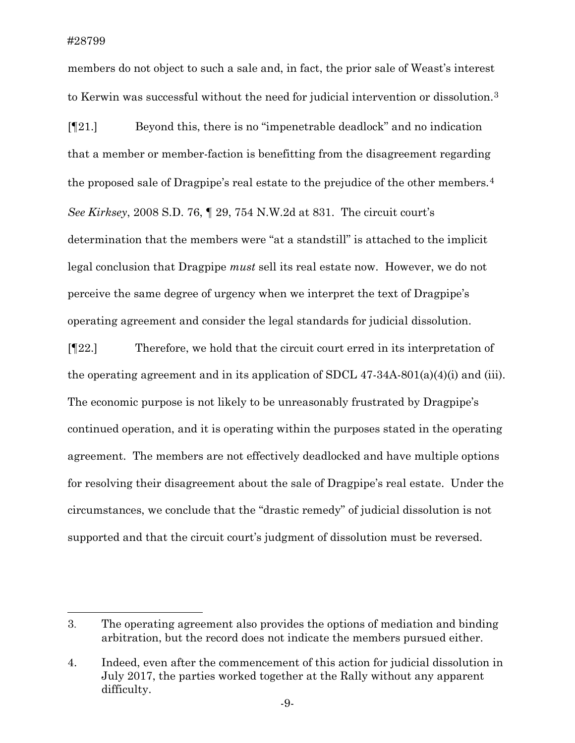members do not object to such a sale and, in fact, the prior sale of Weast's interest to Kerwin was successful without the need for judicial intervention or dissolution.[3]

[¶21.] Beyond this, there is no "impenetrable deadlock" and no indication that a member or member-faction is benefitting from the disagreement regarding the proposed sale of Dragpipe's real estate to the prejudice of the other members.[4] *See Kirksey*, 2008 S.D. 76, ¶ 29, 754 N.W.2d at 831. The circuit court's determination that the members were "at a standstill" is attached to the implicit legal conclusion that Dragpipe *must* sell its real estate now. However, we do not perceive the same degree of urgency when we interpret the text of Dragpipe's operating agreement and consider the legal standards for judicial dissolution.

[¶22.] Therefore, we hold that the circuit court erred in its interpretation of the operating agreement and in its application of SDCL 47-34A-801(a)(4)(i) and (iii). The economic purpose is not likely to be unreasonably frustrated by Dragpipe's continued operation, and it is operating within the purposes stated in the operating agreement. The members are not effectively deadlocked and have multiple options for resolving their disagreement about the sale of Dragpipe's real estate. Under the circumstances, we conclude that the "drastic remedy" of judicial dissolution is not supported and that the circuit court's judgment of dissolution must be reversed.

---

3. The operating agreement also provides the options of mediation and binding arbitration, but the record does not indicate the members pursued either.

4. Indeed, even after the commencement of this action for judicial dissolution in July 2017, the parties worked together at the Rally without any apparent difficulty.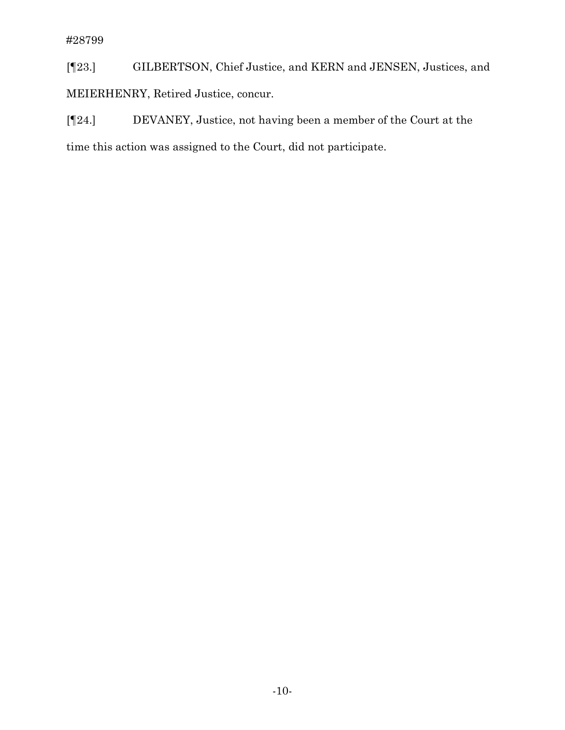[¶23.] GILBERTSON, Chief Justice, and KERN and JENSEN, Justices, and MEIERHENRY, Retired Justice, concur.

[¶24.] DEVANEY, Justice, not having been a member of the Court at the time this action was assigned to the Court, did not participate.